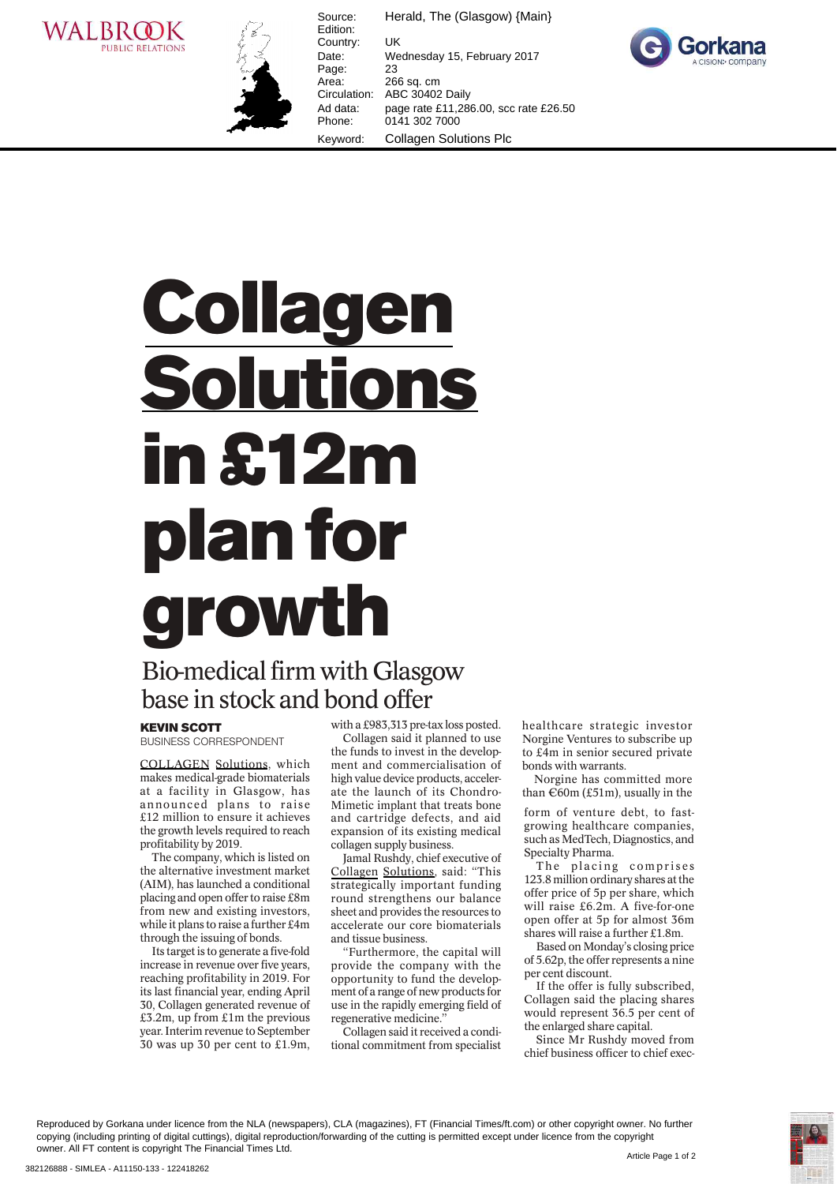# Collagen Solutions in £12m plan for growth

## Bio-medical firm with Glasgow base in stock and bond offer

**KEVIN SCOTT**
BUSINESS CORRESPONDENT

COLLAGEN Solutions, which makes medical-grade biomaterials at a facility in Glasgow, has announced plans to raise £12 million to ensure it achieves the growth levels required to reach profitability by 2019.

The company, which is listed on the alternative investment market (AIM), has launched a conditional placing and open offer to raise £8m from new and existing investors, while it plans to raise a further £4m through the issuing of bonds.

Its target is to generate a five-fold increase in revenue over five years, reaching profitability in 2019. For its last financial year, ending April 30, Collagen generated revenue of £3.2m, up from £1m the previous year. Interim revenue to September 30 was up 30 per cent to £1.9m, with a £983,313 pre-tax loss posted.

Collagen said it planned to use the funds to invest in the development and commercialisation of high value device products, accelerate the launch of its ChondroMimetic implant that treats bone and cartridge defects, and aid expansion of its existing medical collagen supply business.

Jamal Rushdy, chief executive of Collagen Solutions, said: "This strategically important funding round strengthens our balance sheet and provides the resources to accelerate our core biomaterials and tissue business.

"Furthermore, the capital will provide the company with the opportunity to fund the development of a range of new products for use in the rapidly emerging field of regenerative medicine."

Collagen said it received a conditional commitment from specialist healthcare strategic investor Norgine Ventures to subscribe up to £4m in senior secured private bonds with warrants.

Norgine has committed more than €60m (£51m), usually in the form of venture debt, to fast-growing healthcare companies, such as MedTech, Diagnostics, and Specialty Pharma.

The placing comprises 123.8 million ordinary shares at the offer price of 5p per share, which will raise £6.2m. A five-for-one open offer at 5p for almost 36m shares will raise a further £1.8m.

Based on Monday's closing price of 5.62p, the offer represents a nine per cent discount.

If the offer is fully subscribed, Collagen said the placing shares would represent 36.5 per cent of the enlarged share capital.

Since Mr Rushdy moved from chief business officer to chief exec-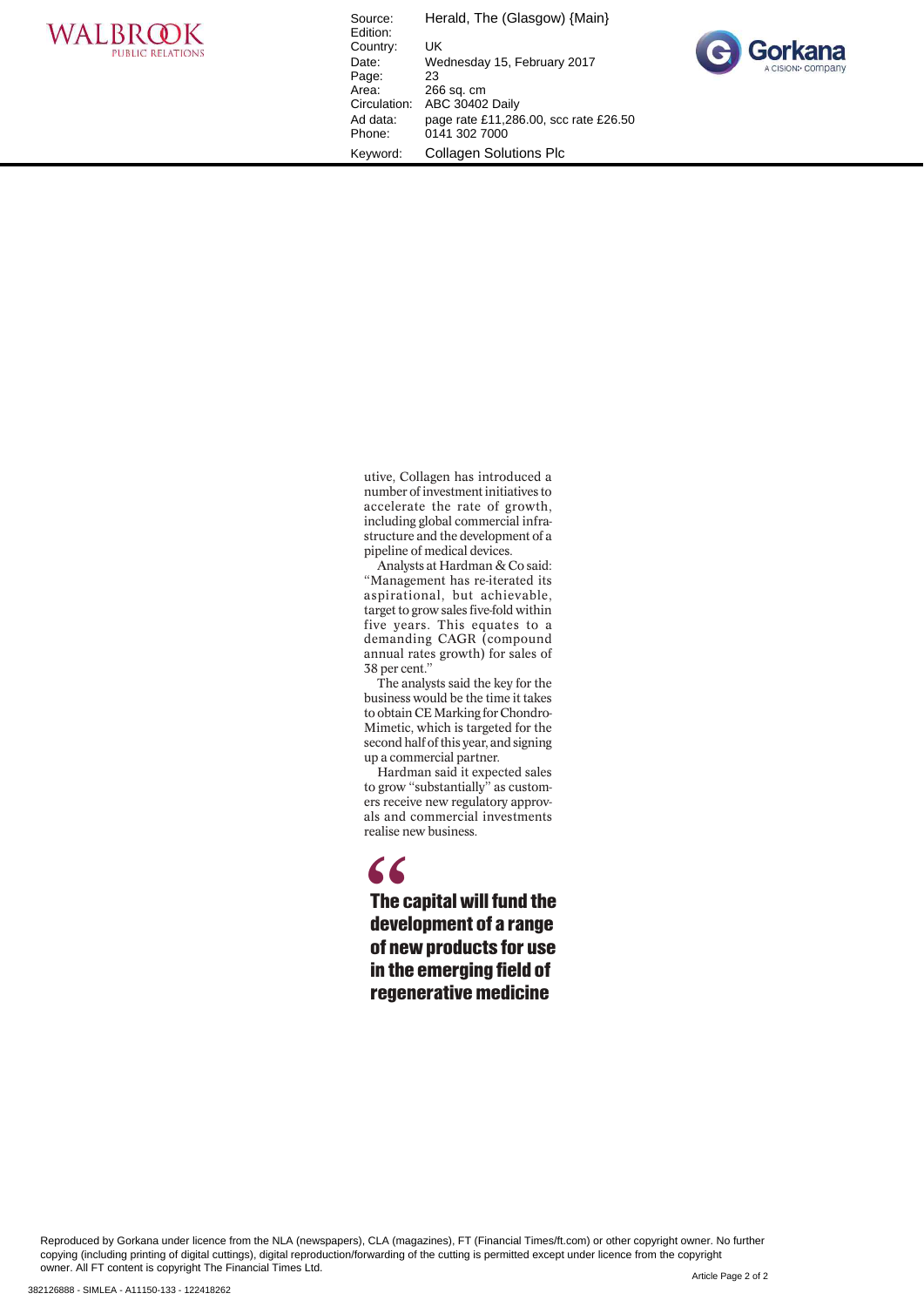utive, Collagen has introduced a number of investment initiatives to accelerate the rate of growth, including global commercial infrastructure and the development of a pipeline of medical devices.

Analysts at Hardman & Co said: "Management has re-iterated its aspirational, but achievable, target to grow sales five-fold within five years. This equates to a demanding CAGR (compound annual rates growth) for sales of 38 per cent."

The analysts said the key for the business would be the time it takes to obtain CE Marking for ChondroMimetic, which is targeted for the second half of this year, and signing up a commercial partner.

Hardman said it expected sales to grow "substantially" as customers receive new regulatory approvals and commercial investments realise new business.

> **"The capital will fund the development of a range of new products for use in the emerging field of regenerative medicine**